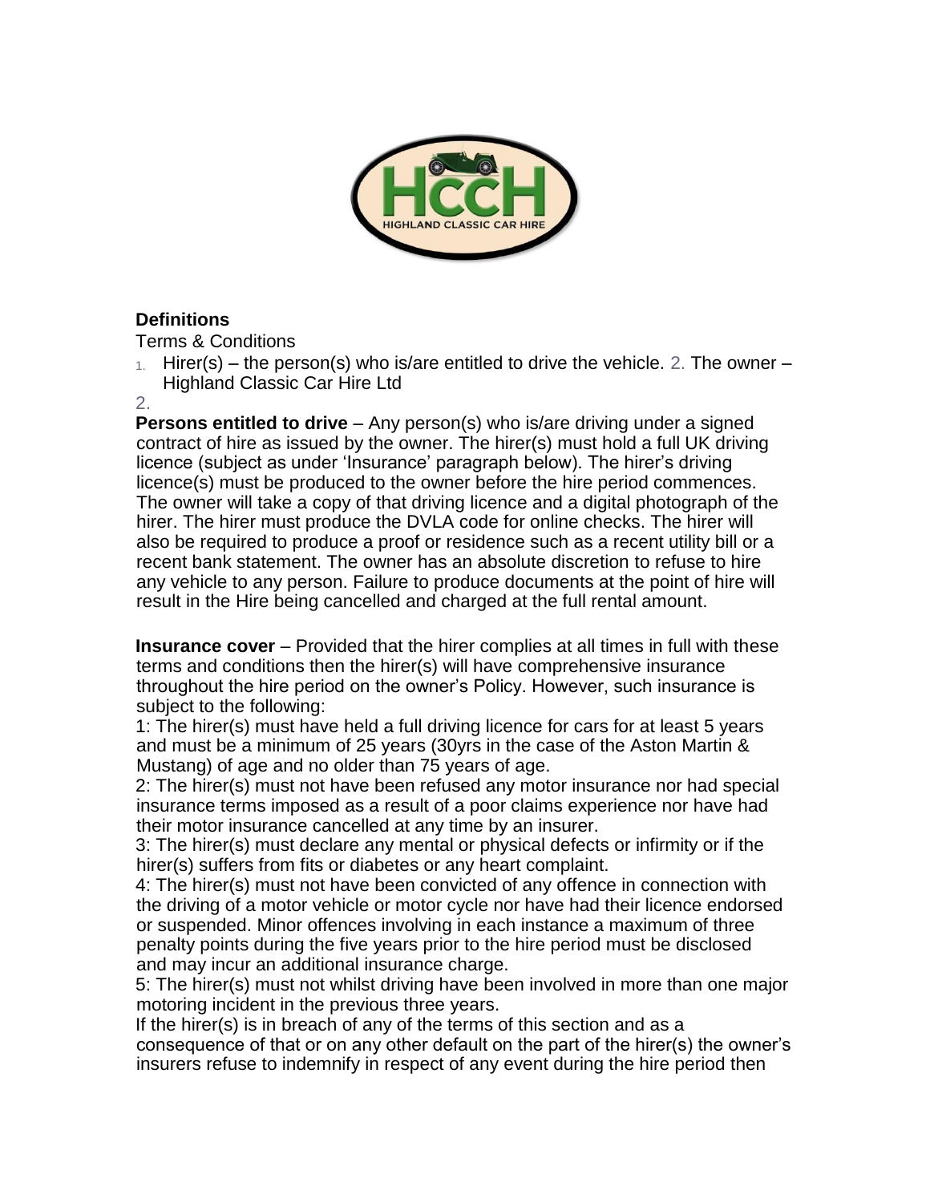## Definitions

Terms & Conditions

1. Hirer(s) – the person(s) who is/are entitled to drive the vehicle. 2. The owner – Highland Classic Car Hire Ltd
2.

**Persons entitled to drive** – Any person(s) who is/are driving under a signed contract of hire as issued by the owner. The hirer(s) must hold a full UK driving licence (subject as under 'Insurance' paragraph below). The hirer's driving licence(s) must be produced to the owner before the hire period commences. The owner will take a copy of that driving licence and a digital photograph of the hirer. The hirer must produce the DVLA code for online checks. The hirer will also be required to produce a proof or residence such as a recent utility bill or a recent bank statement. The owner has an absolute discretion to refuse to hire any vehicle to any person. Failure to produce documents at the point of hire will result in the Hire being cancelled and charged at the full rental amount.

**Insurance cover** – Provided that the hirer complies at all times in full with these terms and conditions then the hirer(s) will have comprehensive insurance throughout the hire period on the owner's Policy. However, such insurance is subject to the following:

1: The hirer(s) must have held a full driving licence for cars for at least 5 years and must be a minimum of 25 years (30yrs in the case of the Aston Martin & Mustang) of age and no older than 75 years of age.

2: The hirer(s) must not have been refused any motor insurance nor had special insurance terms imposed as a result of a poor claims experience nor have had their motor insurance cancelled at any time by an insurer.

3: The hirer(s) must declare any mental or physical defects or infirmity or if the hirer(s) suffers from fits or diabetes or any heart complaint.

4: The hirer(s) must not have been convicted of any offence in connection with the driving of a motor vehicle or motor cycle nor have had their licence endorsed or suspended. Minor offences involving in each instance a maximum of three penalty points during the five years prior to the hire period must be disclosed and may incur an additional insurance charge.

5: The hirer(s) must not whilst driving have been involved in more than one major motoring incident in the previous three years.

If the hirer(s) is in breach of any of the terms of this section and as a consequence of that or on any other default on the part of the hirer(s) the owner's insurers refuse to indemnify in respect of any event during the hire period then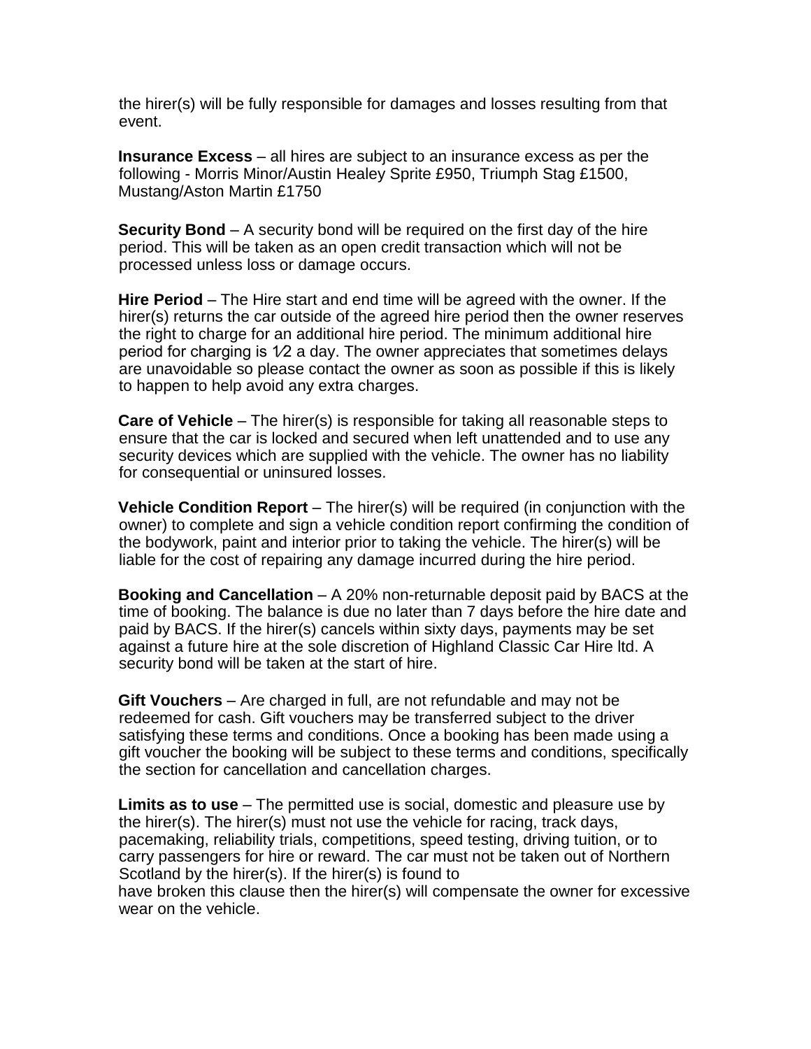the hirer(s) will be fully responsible for damages and losses resulting from that event.

**Insurance Excess** – all hires are subject to an insurance excess as per the following - Morris Minor/Austin Healey Sprite £950, Triumph Stag £1500, Mustang/Aston Martin £1750

**Security Bond** – A security bond will be required on the first day of the hire period. This will be taken as an open credit transaction which will not be processed unless loss or damage occurs.

**Hire Period** – The Hire start and end time will be agreed with the owner. If the hirer(s) returns the car outside of the agreed hire period then the owner reserves the right to charge for an additional hire period. The minimum additional hire period for charging is 1⁄2 a day. The owner appreciates that sometimes delays are unavoidable so please contact the owner as soon as possible if this is likely to happen to help avoid any extra charges.

**Care of Vehicle** – The hirer(s) is responsible for taking all reasonable steps to ensure that the car is locked and secured when left unattended and to use any security devices which are supplied with the vehicle. The owner has no liability for consequential or uninsured losses.

**Vehicle Condition Report** – The hirer(s) will be required (in conjunction with the owner) to complete and sign a vehicle condition report confirming the condition of the bodywork, paint and interior prior to taking the vehicle. The hirer(s) will be liable for the cost of repairing any damage incurred during the hire period.

**Booking and Cancellation** – A 20% non-returnable deposit paid by BACS at the time of booking. The balance is due no later than 7 days before the hire date and paid by BACS. If the hirer(s) cancels within sixty days, payments may be set against a future hire at the sole discretion of Highland Classic Car Hire ltd. A security bond will be taken at the start of hire.

**Gift Vouchers** – Are charged in full, are not refundable and may not be redeemed for cash. Gift vouchers may be transferred subject to the driver satisfying these terms and conditions. Once a booking has been made using a gift voucher the booking will be subject to these terms and conditions, specifically the section for cancellation and cancellation charges.

**Limits as to use** – The permitted use is social, domestic and pleasure use by the hirer(s). The hirer(s) must not use the vehicle for racing, track days, pacemaking, reliability trials, competitions, speed testing, driving tuition, or to carry passengers for hire or reward. The car must not be taken out of Northern Scotland by the hirer(s). If the hirer(s) is found to have broken this clause then the hirer(s) will compensate the owner for excessive wear on the vehicle.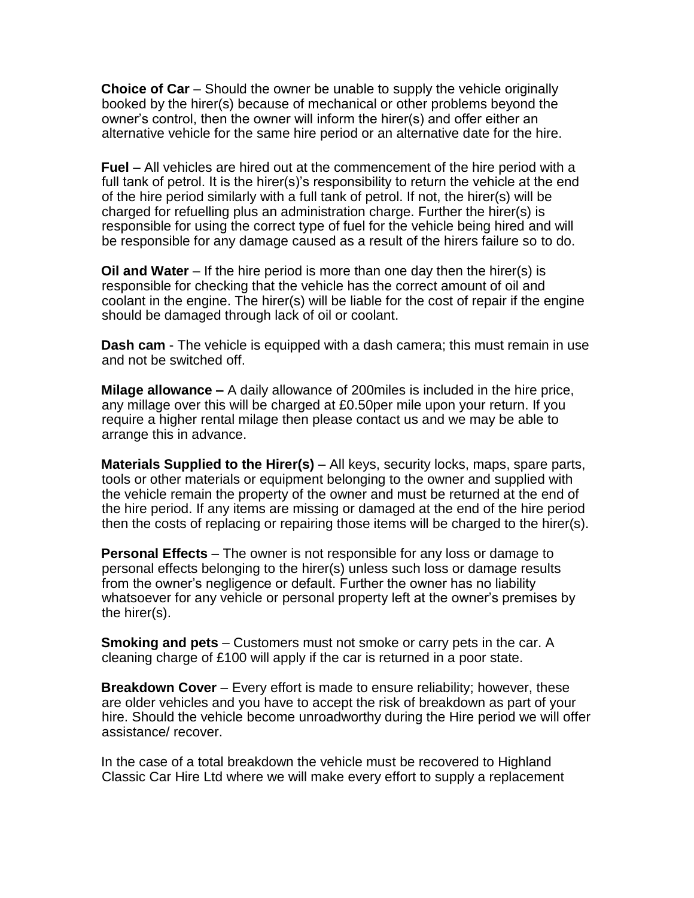**Choice of Car** – Should the owner be unable to supply the vehicle originally booked by the hirer(s) because of mechanical or other problems beyond the owner's control, then the owner will inform the hirer(s) and offer either an alternative vehicle for the same hire period or an alternative date for the hire.

**Fuel** – All vehicles are hired out at the commencement of the hire period with a full tank of petrol. It is the hirer(s)'s responsibility to return the vehicle at the end of the hire period similarly with a full tank of petrol. If not, the hirer(s) will be charged for refuelling plus an administration charge. Further the hirer(s) is responsible for using the correct type of fuel for the vehicle being hired and will be responsible for any damage caused as a result of the hirers failure so to do.

**Oil and Water** – If the hire period is more than one day then the hirer(s) is responsible for checking that the vehicle has the correct amount of oil and coolant in the engine. The hirer(s) will be liable for the cost of repair if the engine should be damaged through lack of oil or coolant.

**Dash cam** - The vehicle is equipped with a dash camera; this must remain in use and not be switched off.

**Milage allowance –** A daily allowance of 200miles is included in the hire price, any millage over this will be charged at £0.50per mile upon your return. If you require a higher rental milage then please contact us and we may be able to arrange this in advance.

**Materials Supplied to the Hirer(s)** – All keys, security locks, maps, spare parts, tools or other materials or equipment belonging to the owner and supplied with the vehicle remain the property of the owner and must be returned at the end of the hire period. If any items are missing or damaged at the end of the hire period then the costs of replacing or repairing those items will be charged to the hirer(s).

**Personal Effects** – The owner is not responsible for any loss or damage to personal effects belonging to the hirer(s) unless such loss or damage results from the owner's negligence or default. Further the owner has no liability whatsoever for any vehicle or personal property left at the owner's premises by the hirer(s).

**Smoking and pets** – Customers must not smoke or carry pets in the car. A cleaning charge of £100 will apply if the car is returned in a poor state.

**Breakdown Cover** – Every effort is made to ensure reliability; however, these are older vehicles and you have to accept the risk of breakdown as part of your hire. Should the vehicle become unroadworthy during the Hire period we will offer assistance/ recover.

In the case of a total breakdown the vehicle must be recovered to Highland Classic Car Hire Ltd where we will make every effort to supply a replacement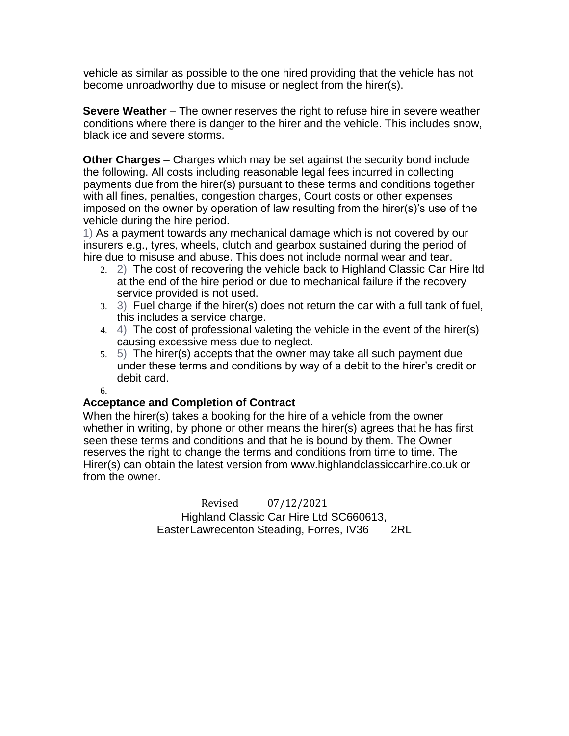vehicle as similar as possible to the one hired providing that the vehicle has not become unroadworthy due to misuse or neglect from the hirer(s).

**Severe Weather** – The owner reserves the right to refuse hire in severe weather conditions where there is danger to the hirer and the vehicle. This includes snow, black ice and severe storms.

**Other Charges** – Charges which may be set against the security bond include the following. All costs including reasonable legal fees incurred in collecting payments due from the hirer(s) pursuant to these terms and conditions together with all fines, penalties, congestion charges, Court costs or other expenses imposed on the owner by operation of law resulting from the hirer(s)'s use of the vehicle during the hire period.

1) As a payment towards any mechanical damage which is not covered by our insurers e.g., tyres, wheels, clutch and gearbox sustained during the period of hire due to misuse and abuse. This does not include normal wear and tear.

2. 2) The cost of recovering the vehicle back to Highland Classic Car Hire ltd at the end of the hire period or due to mechanical failure if the recovery service provided is not used.
3. 3) Fuel charge if the hirer(s) does not return the car with a full tank of fuel, this includes a service charge.
4. 4) The cost of professional valeting the vehicle in the event of the hirer(s) causing excessive mess due to neglect.
5. 5) The hirer(s) accepts that the owner may take all such payment due under these terms and conditions by way of a debit to the hirer's credit or debit card.
6.

**Acceptance and Completion of Contract**

When the hirer(s) takes a booking for the hire of a vehicle from the owner whether in writing, by phone or other means the hirer(s) agrees that he has first seen these terms and conditions and that he is bound by them. The Owner reserves the right to change the terms and conditions from time to time. The Hirer(s) can obtain the latest version from www.highlandclassiccarhire.co.uk or from the owner.

Revised 07/12/2021

Highland Classic Car Hire Ltd SC660613,

Easter Lawrecenton Steading, Forres, IV36 2RL